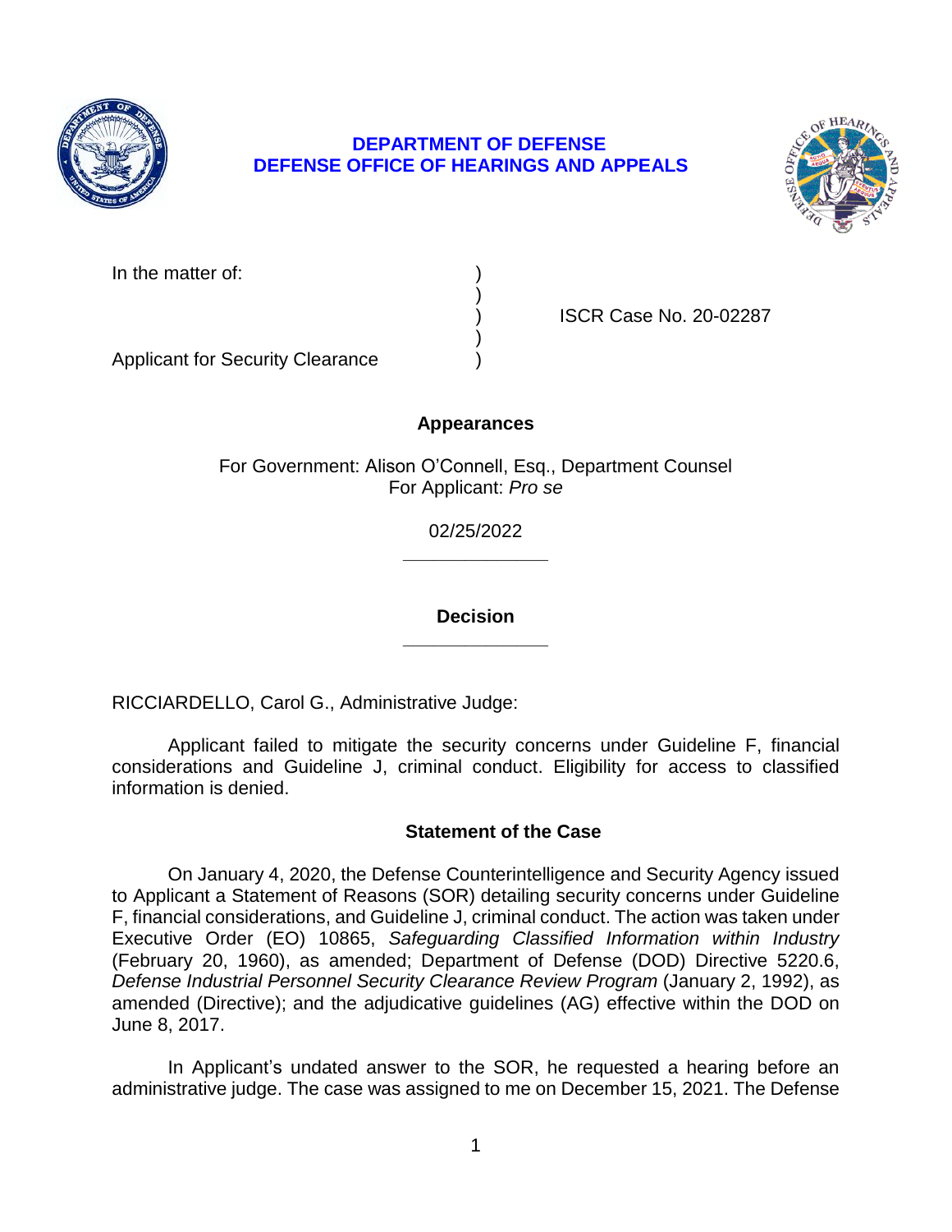**DEPARTMENT OF DEFENSE**
**DEFENSE OFFICE OF HEARINGS AND APPEALS**

| | | |
|---|---|---|
| In the matter of: | ) | |
| | ) | |
| | ) | ISCR Case No. 20-02287 |
| | ) | |
| Applicant for Security Clearance | ) | |

**Appearances**

For Government: Alison O'Connell, Esq., Department Counsel
For Applicant: *Pro se*

02/25/2022

______________

**Decision**

______________

RICCIARDELLO, Carol G., Administrative Judge:

Applicant failed to mitigate the security concerns under Guideline F, financial considerations and Guideline J, criminal conduct. Eligibility for access to classified information is denied.

## Statement of the Case

On January 4, 2020, the Defense Counterintelligence and Security Agency issued to Applicant a Statement of Reasons (SOR) detailing security concerns under Guideline F, financial considerations, and Guideline J, criminal conduct. The action was taken under Executive Order (EO) 10865, *Safeguarding Classified Information within Industry* (February 20, 1960), as amended; Department of Defense (DOD) Directive 5220.6, *Defense Industrial Personnel Security Clearance Review Program* (January 2, 1992), as amended (Directive); and the adjudicative guidelines (AG) effective within the DOD on June 8, 2017.

In Applicant's undated answer to the SOR, he requested a hearing before an administrative judge. The case was assigned to me on December 15, 2021. The Defense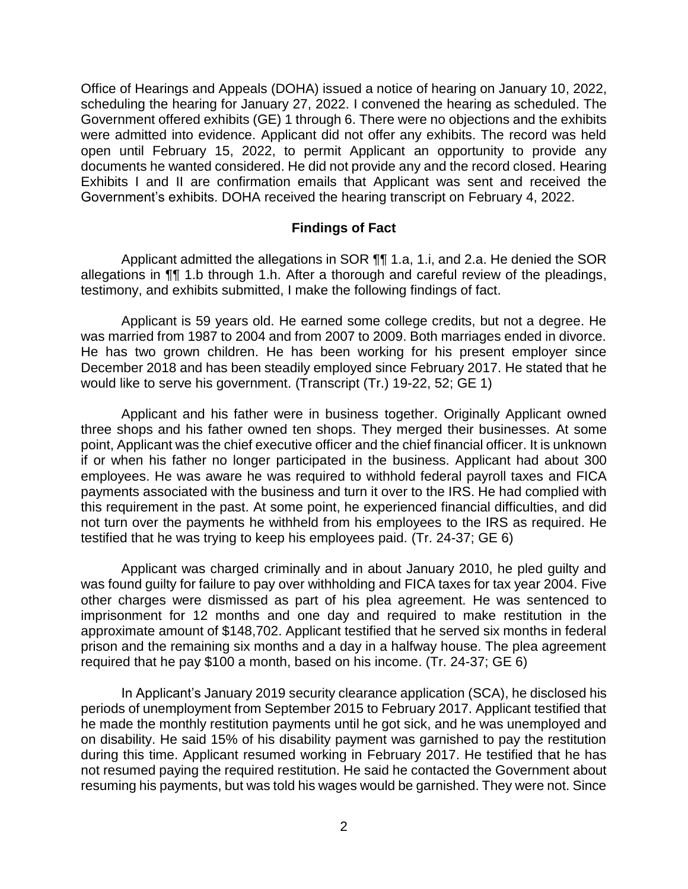Office of Hearings and Appeals (DOHA) issued a notice of hearing on January 10, 2022, scheduling the hearing for January 27, 2022. I convened the hearing as scheduled. The Government offered exhibits (GE) 1 through 6. There were no objections and the exhibits were admitted into evidence. Applicant did not offer any exhibits. The record was held open until February 15, 2022, to permit Applicant an opportunity to provide any documents he wanted considered. He did not provide any and the record closed. Hearing Exhibits I and II are confirmation emails that Applicant was sent and received the Government's exhibits. DOHA received the hearing transcript on February 4, 2022.

## Findings of Fact

Applicant admitted the allegations in SOR ¶¶ 1.a, 1.i, and 2.a. He denied the SOR allegations in ¶¶ 1.b through 1.h. After a thorough and careful review of the pleadings, testimony, and exhibits submitted, I make the following findings of fact.

Applicant is 59 years old. He earned some college credits, but not a degree. He was married from 1987 to 2004 and from 2007 to 2009. Both marriages ended in divorce. He has two grown children. He has been working for his present employer since December 2018 and has been steadily employed since February 2017. He stated that he would like to serve his government. (Transcript (Tr.) 19-22, 52; GE 1)

Applicant and his father were in business together. Originally Applicant owned three shops and his father owned ten shops. They merged their businesses. At some point, Applicant was the chief executive officer and the chief financial officer. It is unknown if or when his father no longer participated in the business. Applicant had about 300 employees. He was aware he was required to withhold federal payroll taxes and FICA payments associated with the business and turn it over to the IRS. He had complied with this requirement in the past. At some point, he experienced financial difficulties, and did not turn over the payments he withheld from his employees to the IRS as required. He testified that he was trying to keep his employees paid. (Tr. 24-37; GE 6)

Applicant was charged criminally and in about January 2010, he pled guilty and was found guilty for failure to pay over withholding and FICA taxes for tax year 2004. Five other charges were dismissed as part of his plea agreement. He was sentenced to imprisonment for 12 months and one day and required to make restitution in the approximate amount of $148,702. Applicant testified that he served six months in federal prison and the remaining six months and a day in a halfway house. The plea agreement required that he pay $100 a month, based on his income. (Tr. 24-37; GE 6)

In Applicant's January 2019 security clearance application (SCA), he disclosed his periods of unemployment from September 2015 to February 2017. Applicant testified that he made the monthly restitution payments until he got sick, and he was unemployed and on disability. He said 15% of his disability payment was garnished to pay the restitution during this time. Applicant resumed working in February 2017. He testified that he has not resumed paying the required restitution. He said he contacted the Government about resuming his payments, but was told his wages would be garnished. They were not. Since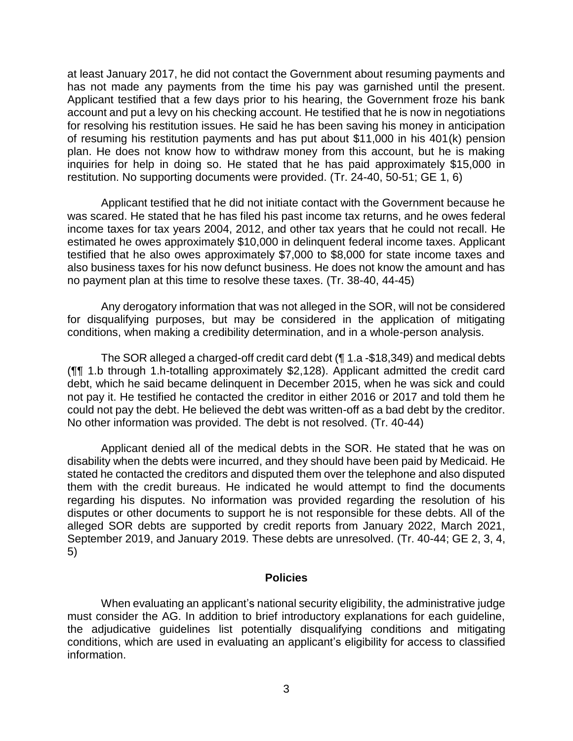at least January 2017, he did not contact the Government about resuming payments and has not made any payments from the time his pay was garnished until the present. Applicant testified that a few days prior to his hearing, the Government froze his bank account and put a levy on his checking account. He testified that he is now in negotiations for resolving his restitution issues. He said he has been saving his money in anticipation of resuming his restitution payments and has put about $11,000 in his 401(k) pension plan. He does not know how to withdraw money from this account, but he is making inquiries for help in doing so. He stated that he has paid approximately $15,000 in restitution. No supporting documents were provided. (Tr. 24-40, 50-51; GE 1, 6)

Applicant testified that he did not initiate contact with the Government because he was scared. He stated that he has filed his past income tax returns, and he owes federal income taxes for tax years 2004, 2012, and other tax years that he could not recall. He estimated he owes approximately $10,000 in delinquent federal income taxes. Applicant testified that he also owes approximately $7,000 to $8,000 for state income taxes and also business taxes for his now defunct business. He does not know the amount and has no payment plan at this time to resolve these taxes. (Tr. 38-40, 44-45)

Any derogatory information that was not alleged in the SOR, will not be considered for disqualifying purposes, but may be considered in the application of mitigating conditions, when making a credibility determination, and in a whole-person analysis.

The SOR alleged a charged-off credit card debt (¶ 1.a -$18,349) and medical debts (¶¶ 1.b through 1.h-totalling approximately $2,128). Applicant admitted the credit card debt, which he said became delinquent in December 2015, when he was sick and could not pay it. He testified he contacted the creditor in either 2016 or 2017 and told them he could not pay the debt. He believed the debt was written-off as a bad debt by the creditor. No other information was provided. The debt is not resolved. (Tr. 40-44)

Applicant denied all of the medical debts in the SOR. He stated that he was on disability when the debts were incurred, and they should have been paid by Medicaid. He stated he contacted the creditors and disputed them over the telephone and also disputed them with the credit bureaus. He indicated he would attempt to find the documents regarding his disputes. No information was provided regarding the resolution of his disputes or other documents to support he is not responsible for these debts. All of the alleged SOR debts are supported by credit reports from January 2022, March 2021, September 2019, and January 2019. These debts are unresolved. (Tr. 40-44; GE 2, 3, 4, 5)

## Policies

When evaluating an applicant's national security eligibility, the administrative judge must consider the AG. In addition to brief introductory explanations for each guideline, the adjudicative guidelines list potentially disqualifying conditions and mitigating conditions, which are used in evaluating an applicant's eligibility for access to classified information.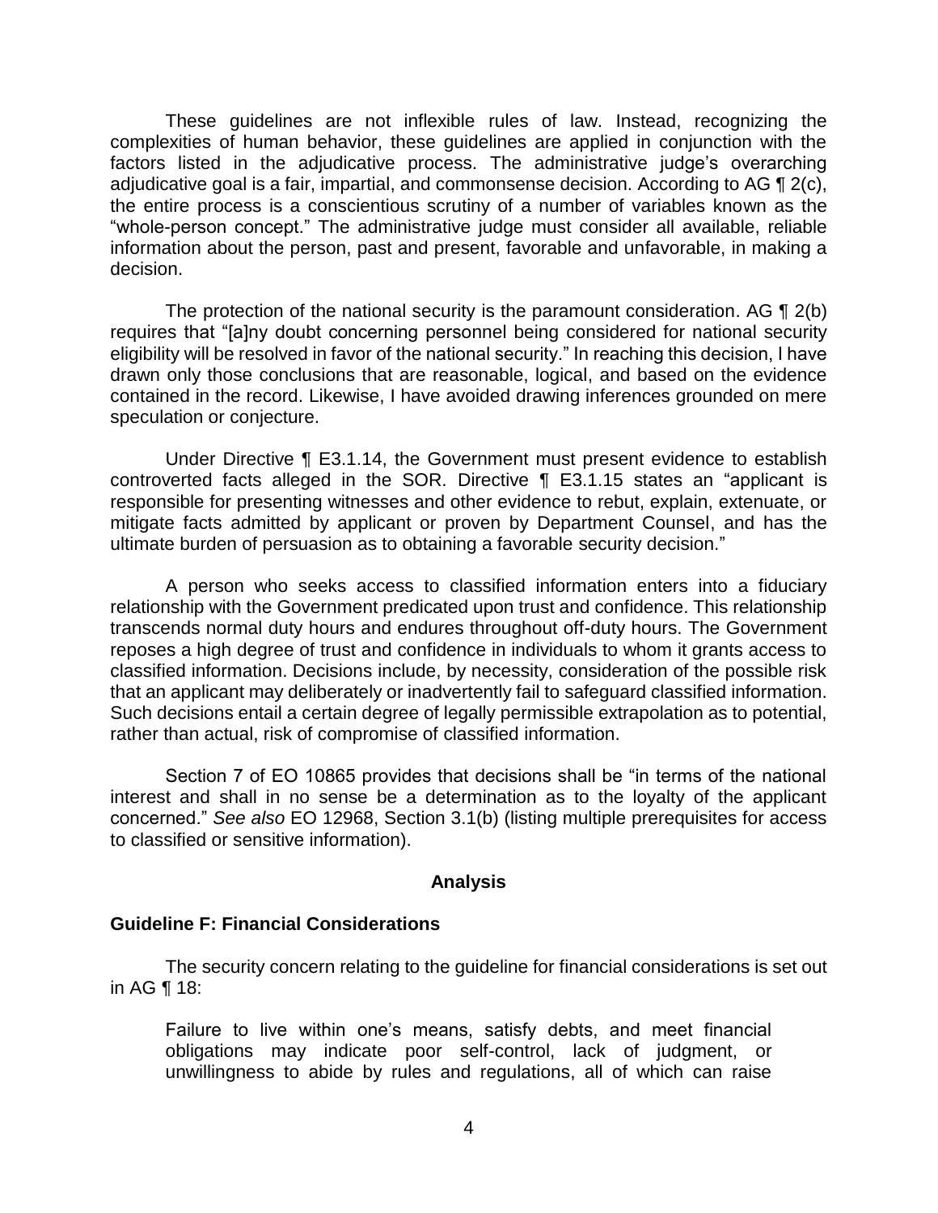These guidelines are not inflexible rules of law. Instead, recognizing the complexities of human behavior, these guidelines are applied in conjunction with the factors listed in the adjudicative process. The administrative judge's overarching adjudicative goal is a fair, impartial, and commonsense decision. According to AG ¶ 2(c), the entire process is a conscientious scrutiny of a number of variables known as the "whole-person concept." The administrative judge must consider all available, reliable information about the person, past and present, favorable and unfavorable, in making a decision.

The protection of the national security is the paramount consideration. AG ¶ 2(b) requires that "[a]ny doubt concerning personnel being considered for national security eligibility will be resolved in favor of the national security." In reaching this decision, I have drawn only those conclusions that are reasonable, logical, and based on the evidence contained in the record. Likewise, I have avoided drawing inferences grounded on mere speculation or conjecture.

Under Directive ¶ E3.1.14, the Government must present evidence to establish controverted facts alleged in the SOR. Directive ¶ E3.1.15 states an "applicant is responsible for presenting witnesses and other evidence to rebut, explain, extenuate, or mitigate facts admitted by applicant or proven by Department Counsel, and has the ultimate burden of persuasion as to obtaining a favorable security decision."

A person who seeks access to classified information enters into a fiduciary relationship with the Government predicated upon trust and confidence. This relationship transcends normal duty hours and endures throughout off-duty hours. The Government reposes a high degree of trust and confidence in individuals to whom it grants access to classified information. Decisions include, by necessity, consideration of the possible risk that an applicant may deliberately or inadvertently fail to safeguard classified information. Such decisions entail a certain degree of legally permissible extrapolation as to potential, rather than actual, risk of compromise of classified information.

Section 7 of EO 10865 provides that decisions shall be "in terms of the national interest and shall in no sense be a determination as to the loyalty of the applicant concerned." *See also* EO 12968, Section 3.1(b) (listing multiple prerequisites for access to classified or sensitive information).

## Analysis

### Guideline F: Financial Considerations

The security concern relating to the guideline for financial considerations is set out in AG ¶ 18:

> Failure to live within one's means, satisfy debts, and meet financial obligations may indicate poor self-control, lack of judgment, or unwillingness to abide by rules and regulations, all of which can raise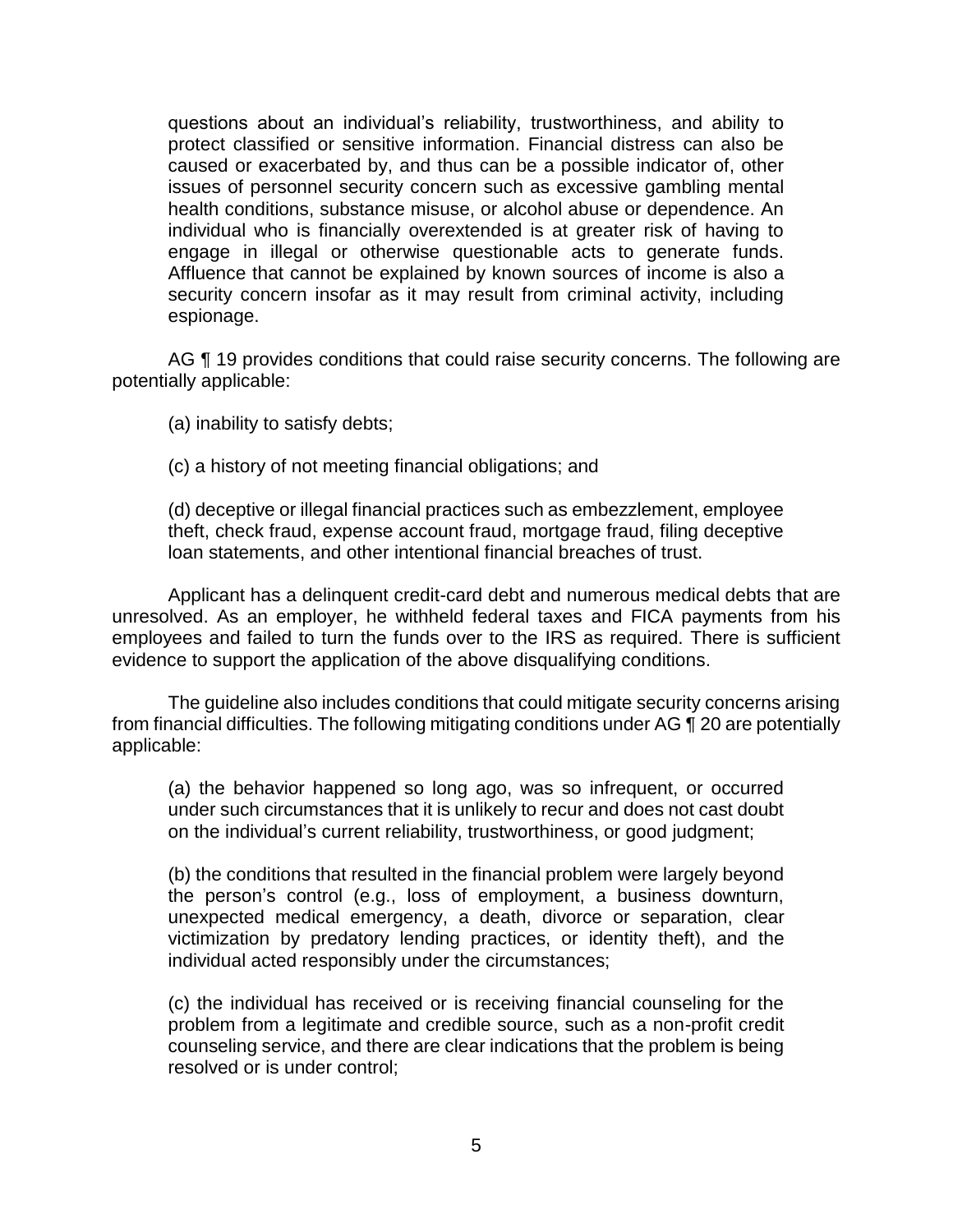questions about an individual's reliability, trustworthiness, and ability to protect classified or sensitive information. Financial distress can also be caused or exacerbated by, and thus can be a possible indicator of, other issues of personnel security concern such as excessive gambling mental health conditions, substance misuse, or alcohol abuse or dependence. An individual who is financially overextended is at greater risk of having to engage in illegal or otherwise questionable acts to generate funds. Affluence that cannot be explained by known sources of income is also a security concern insofar as it may result from criminal activity, including espionage.

AG ¶ 19 provides conditions that could raise security concerns. The following are potentially applicable:

> (a) inability to satisfy debts;
>
> (c) a history of not meeting financial obligations; and
>
> (d) deceptive or illegal financial practices such as embezzlement, employee theft, check fraud, expense account fraud, mortgage fraud, filing deceptive loan statements, and other intentional financial breaches of trust.

Applicant has a delinquent credit-card debt and numerous medical debts that are unresolved. As an employer, he withheld federal taxes and FICA payments from his employees and failed to turn the funds over to the IRS as required. There is sufficient evidence to support the application of the above disqualifying conditions.

The guideline also includes conditions that could mitigate security concerns arising from financial difficulties. The following mitigating conditions under AG ¶ 20 are potentially applicable:

> (a) the behavior happened so long ago, was so infrequent, or occurred under such circumstances that it is unlikely to recur and does not cast doubt on the individual's current reliability, trustworthiness, or good judgment;
>
> (b) the conditions that resulted in the financial problem were largely beyond the person's control (e.g., loss of employment, a business downturn, unexpected medical emergency, a death, divorce or separation, clear victimization by predatory lending practices, or identity theft), and the individual acted responsibly under the circumstances;
>
> (c) the individual has received or is receiving financial counseling for the problem from a legitimate and credible source, such as a non-profit credit counseling service, and there are clear indications that the problem is being resolved or is under control;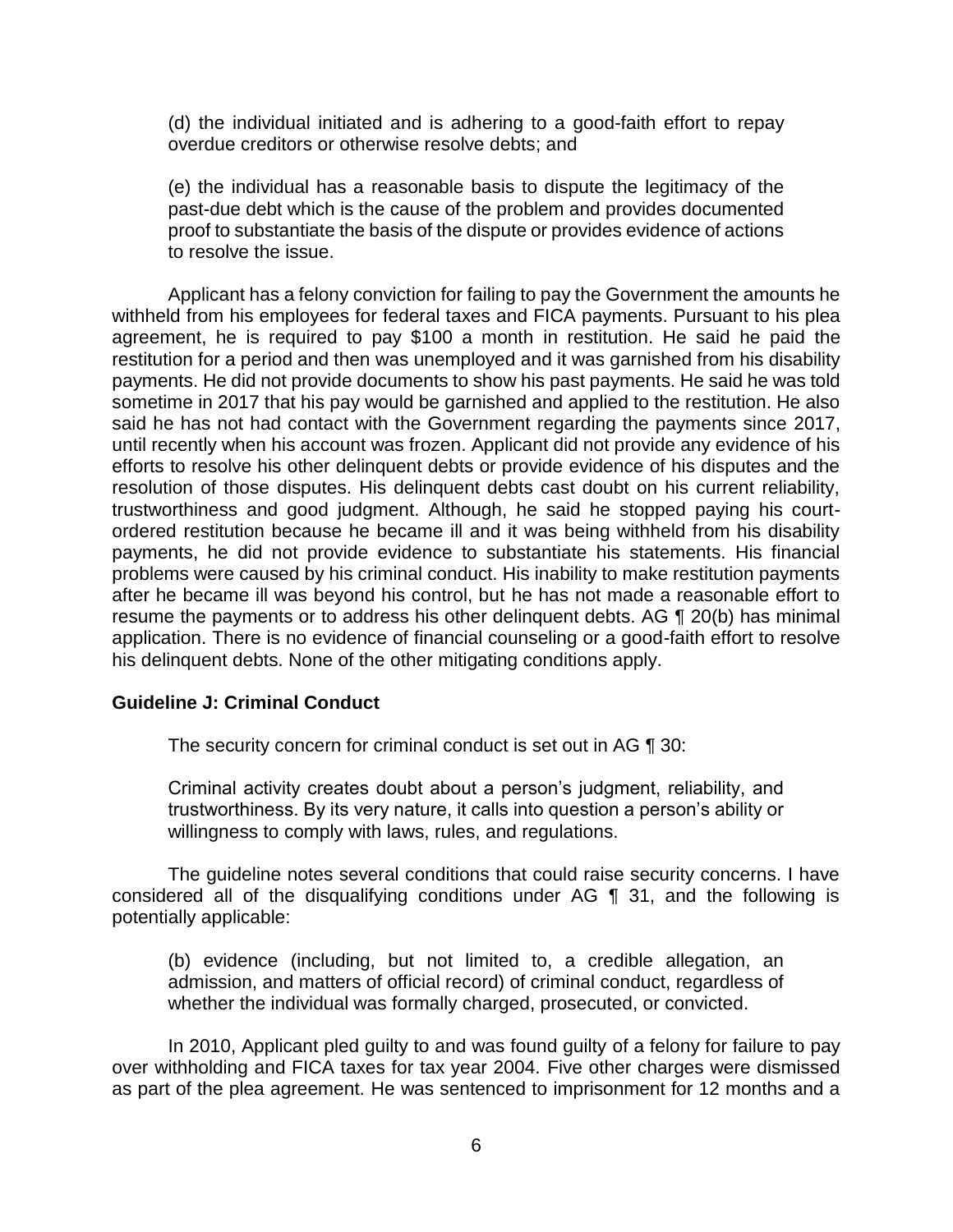(d) the individual initiated and is adhering to a good-faith effort to repay overdue creditors or otherwise resolve debts; and

(e) the individual has a reasonable basis to dispute the legitimacy of the past-due debt which is the cause of the problem and provides documented proof to substantiate the basis of the dispute or provides evidence of actions to resolve the issue.

Applicant has a felony conviction for failing to pay the Government the amounts he withheld from his employees for federal taxes and FICA payments. Pursuant to his plea agreement, he is required to pay $100 a month in restitution. He said he paid the restitution for a period and then was unemployed and it was garnished from his disability payments. He did not provide documents to show his past payments. He said he was told sometime in 2017 that his pay would be garnished and applied to the restitution. He also said he has not had contact with the Government regarding the payments since 2017, until recently when his account was frozen. Applicant did not provide any evidence of his efforts to resolve his other delinquent debts or provide evidence of his disputes and the resolution of those disputes. His delinquent debts cast doubt on his current reliability, trustworthiness and good judgment. Although, he said he stopped paying his court-ordered restitution because he became ill and it was being withheld from his disability payments, he did not provide evidence to substantiate his statements. His financial problems were caused by his criminal conduct. His inability to make restitution payments after he became ill was beyond his control, but he has not made a reasonable effort to resume the payments or to address his other delinquent debts. AG ¶ 20(b) has minimal application. There is no evidence of financial counseling or a good-faith effort to resolve his delinquent debts. None of the other mitigating conditions apply.

## Guideline J: Criminal Conduct

The security concern for criminal conduct is set out in AG ¶ 30:

Criminal activity creates doubt about a person's judgment, reliability, and trustworthiness. By its very nature, it calls into question a person's ability or willingness to comply with laws, rules, and regulations.

The guideline notes several conditions that could raise security concerns. I have considered all of the disqualifying conditions under AG ¶ 31, and the following is potentially applicable:

(b) evidence (including, but not limited to, a credible allegation, an admission, and matters of official record) of criminal conduct, regardless of whether the individual was formally charged, prosecuted, or convicted.

In 2010, Applicant pled guilty to and was found guilty of a felony for failure to pay over withholding and FICA taxes for tax year 2004. Five other charges were dismissed as part of the plea agreement. He was sentenced to imprisonment for 12 months and a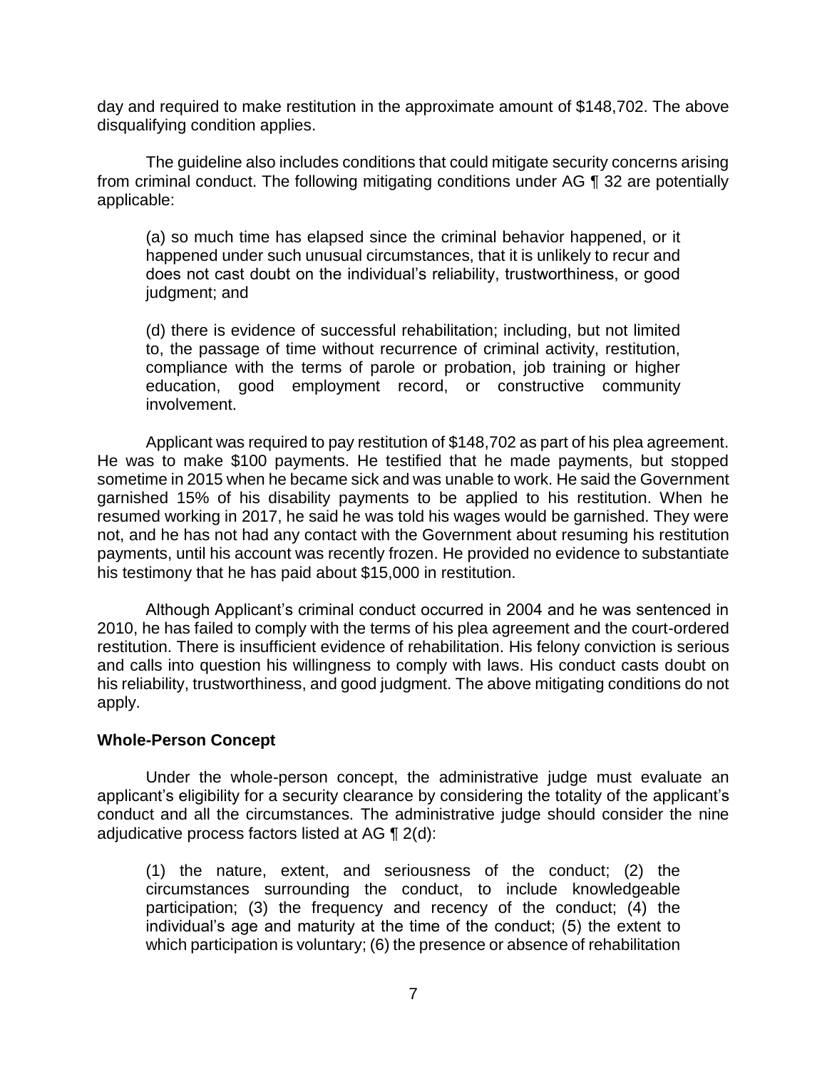day and required to make restitution in the approximate amount of $148,702. The above disqualifying condition applies.

The guideline also includes conditions that could mitigate security concerns arising from criminal conduct. The following mitigating conditions under AG ¶ 32 are potentially applicable:

> (a) so much time has elapsed since the criminal behavior happened, or it happened under such unusual circumstances, that it is unlikely to recur and does not cast doubt on the individual's reliability, trustworthiness, or good judgment; and
>
> (d) there is evidence of successful rehabilitation; including, but not limited to, the passage of time without recurrence of criminal activity, restitution, compliance with the terms of parole or probation, job training or higher education, good employment record, or constructive community involvement.

Applicant was required to pay restitution of $148,702 as part of his plea agreement. He was to make $100 payments. He testified that he made payments, but stopped sometime in 2015 when he became sick and was unable to work. He said the Government garnished 15% of his disability payments to be applied to his restitution. When he resumed working in 2017, he said he was told his wages would be garnished. They were not, and he has not had any contact with the Government about resuming his restitution payments, until his account was recently frozen. He provided no evidence to substantiate his testimony that he has paid about $15,000 in restitution.

Although Applicant's criminal conduct occurred in 2004 and he was sentenced in 2010, he has failed to comply with the terms of his plea agreement and the court-ordered restitution. There is insufficient evidence of rehabilitation. His felony conviction is serious and calls into question his willingness to comply with laws. His conduct casts doubt on his reliability, trustworthiness, and good judgment. The above mitigating conditions do not apply.

**Whole-Person Concept**

Under the whole-person concept, the administrative judge must evaluate an applicant's eligibility for a security clearance by considering the totality of the applicant's conduct and all the circumstances. The administrative judge should consider the nine adjudicative process factors listed at AG ¶ 2(d):

> (1) the nature, extent, and seriousness of the conduct; (2) the circumstances surrounding the conduct, to include knowledgeable participation; (3) the frequency and recency of the conduct; (4) the individual's age and maturity at the time of the conduct; (5) the extent to which participation is voluntary; (6) the presence or absence of rehabilitation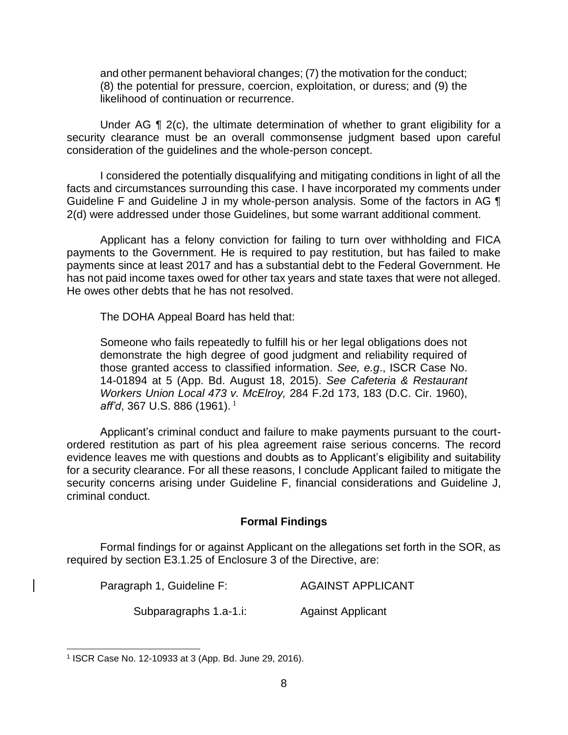and other permanent behavioral changes; (7) the motivation for the conduct; (8) the potential for pressure, coercion, exploitation, or duress; and (9) the likelihood of continuation or recurrence.

Under AG ¶ 2(c), the ultimate determination of whether to grant eligibility for a security clearance must be an overall commonsense judgment based upon careful consideration of the guidelines and the whole-person concept.

I considered the potentially disqualifying and mitigating conditions in light of all the facts and circumstances surrounding this case. I have incorporated my comments under Guideline F and Guideline J in my whole-person analysis. Some of the factors in AG ¶ 2(d) were addressed under those Guidelines, but some warrant additional comment.

Applicant has a felony conviction for failing to turn over withholding and FICA payments to the Government. He is required to pay restitution, but has failed to make payments since at least 2017 and has a substantial debt to the Federal Government. He has not paid income taxes owed for other tax years and state taxes that were not alleged. He owes other debts that he has not resolved.

The DOHA Appeal Board has held that:

> Someone who fails repeatedly to fulfill his or her legal obligations does not demonstrate the high degree of good judgment and reliability required of those granted access to classified information. *See, e.g*., ISCR Case No. 14-01894 at 5 (App. Bd. August 18, 2015). *See Cafeteria & Restaurant Workers Union Local 473 v. McElroy,* 284 F.2d 173, 183 (D.C. Cir. 1960), *aff'd*, 367 U.S. 886 (1961). [1]

Applicant's criminal conduct and failure to make payments pursuant to the court-ordered restitution as part of his plea agreement raise serious concerns. The record evidence leaves me with questions and doubts as to Applicant's eligibility and suitability for a security clearance. For all these reasons, I conclude Applicant failed to mitigate the security concerns arising under Guideline F, financial considerations and Guideline J, criminal conduct.

## Formal Findings

Formal findings for or against Applicant on the allegations set forth in the SOR, as required by section E3.1.25 of Enclosure 3 of the Directive, are:

Paragraph 1, Guideline F: AGAINST APPLICANT

Subparagraphs 1.a-1.i: Against Applicant

---

[1] ISCR Case No. 12-10933 at 3 (App. Bd. June 29, 2016).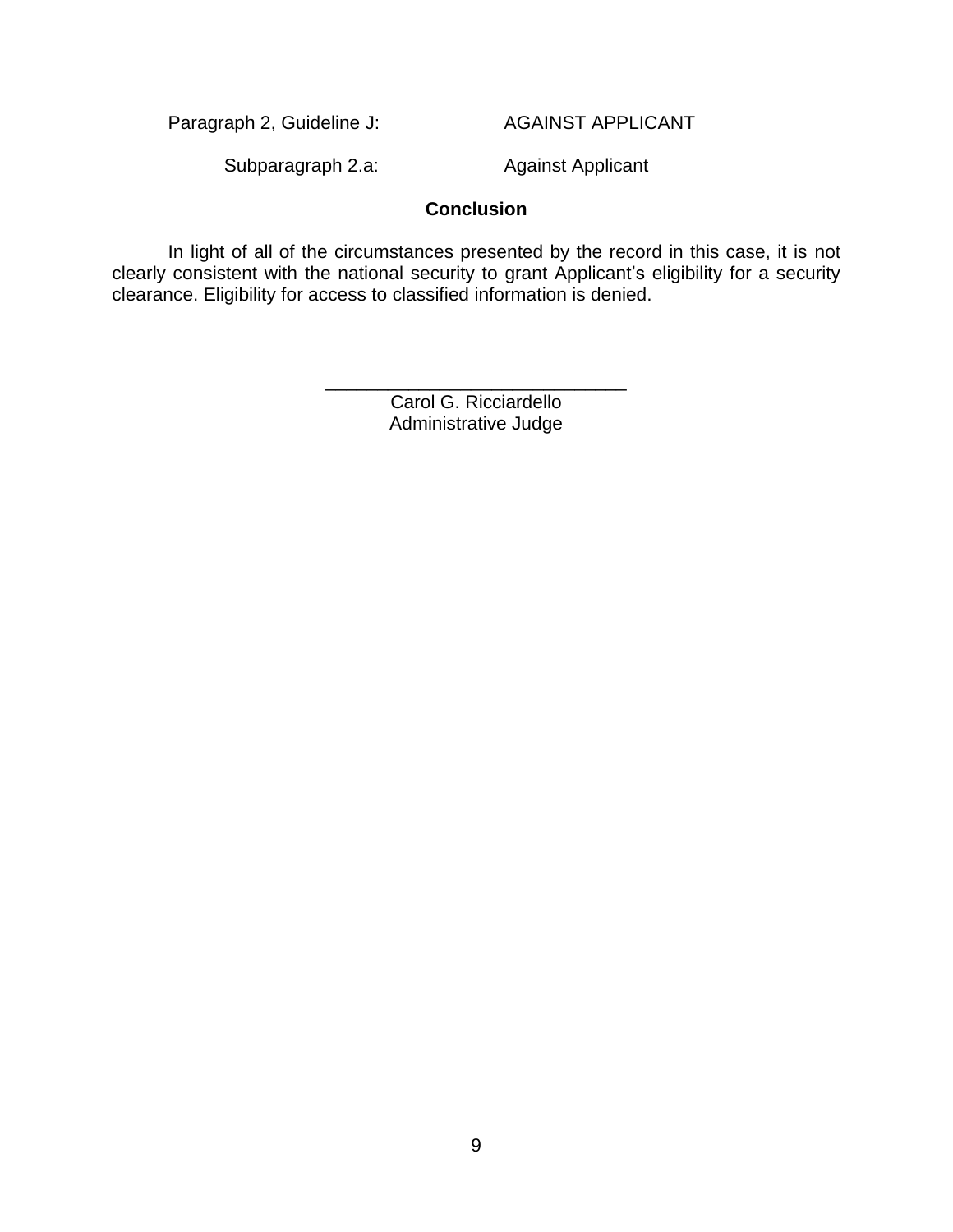| | |
|---|---|
| Paragraph 2, Guideline J: | AGAINST APPLICANT |
| Subparagraph 2.a: | Against Applicant |

## Conclusion

In light of all of the circumstances presented by the record in this case, it is not clearly consistent with the national security to grant Applicant's eligibility for a security clearance. Eligibility for access to classified information is denied.

______________________________
Carol G. Ricciardello
Administrative Judge